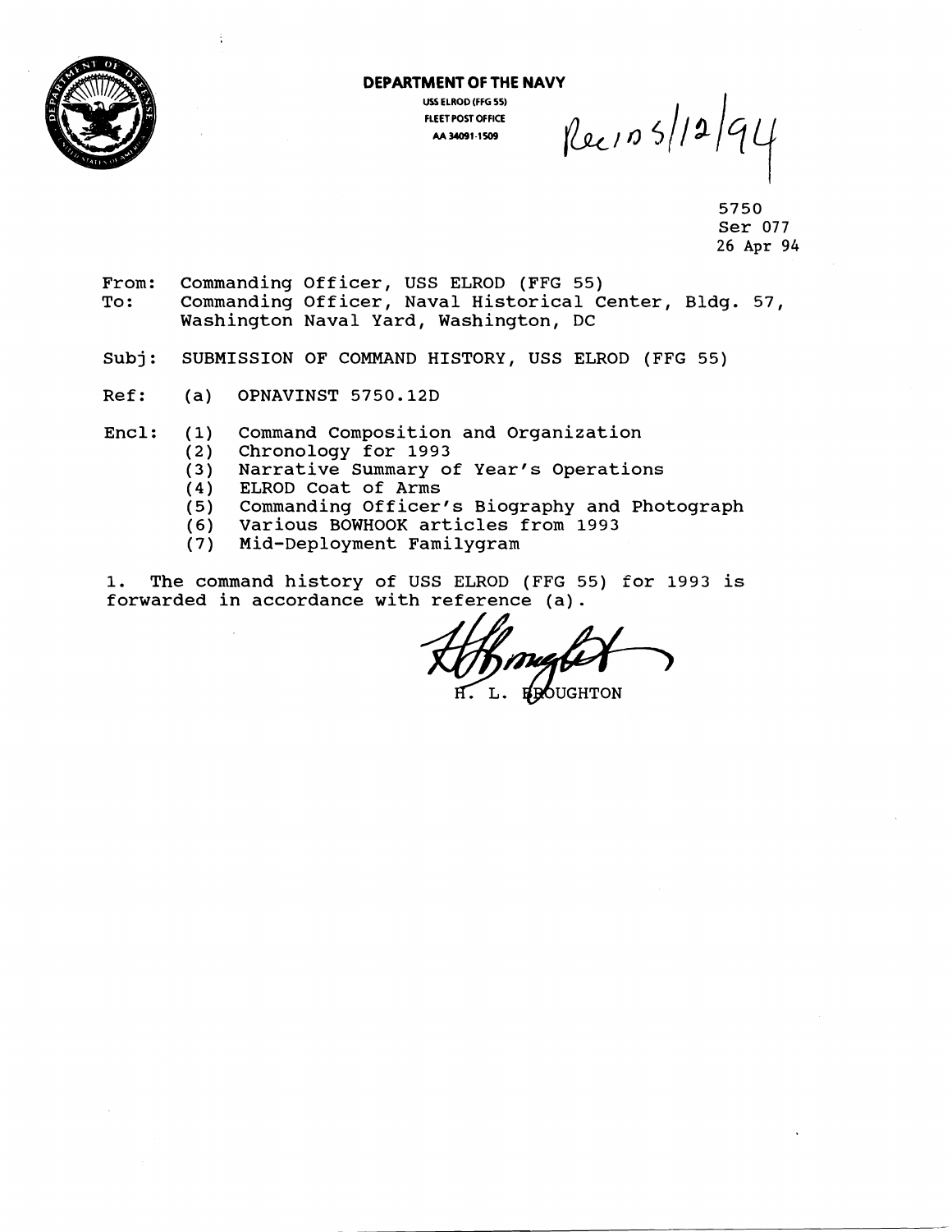**DEPARTMENT OF THE NAVY**

USS ELROD (FFG 55)
FLEET POST OFFICE
AA 34091-1509

Rec'd 5/12/94

5750
Ser 077
26 Apr 94

From: Commanding Officer, USS ELROD (FFG 55)
To: Commanding Officer, Naval Historical Center, Bldg. 57, Washington Naval Yard, Washington, DC

Subj: SUBMISSION OF COMMAND HISTORY, USS ELROD (FFG 55)

Ref: (a) OPNAVINST 5750.12D

Encl: (1) Command Composition and Organization
(2) Chronology for 1993
(3) Narrative Summary of Year's Operations
(4) ELROD Coat of Arms
(5) Commanding Officer's Biography and Photograph
(6) Various BOWHOOK articles from 1993
(7) Mid-Deployment Familygram

1. The command history of USS ELROD (FFG 55) for 1993 is forwarded in accordance with reference (a).

H. L. BROUGHTON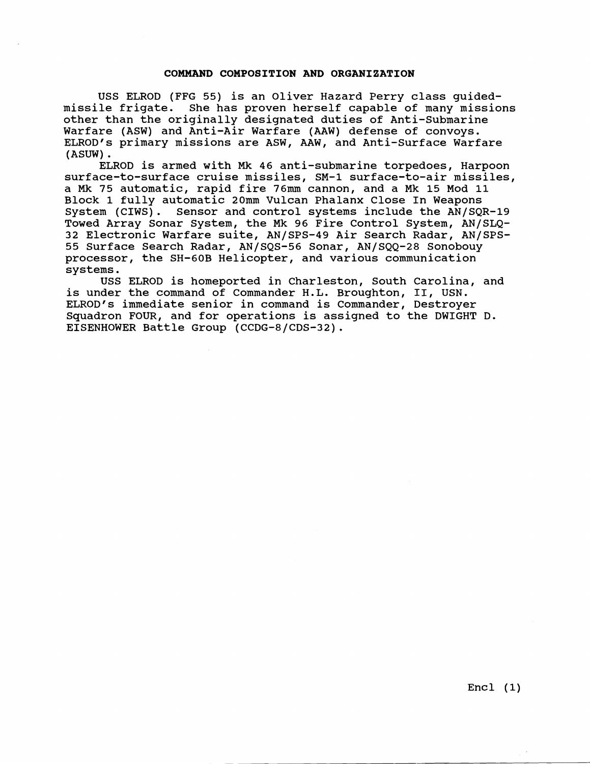## COMMAND COMPOSITION AND ORGANIZATION

USS ELROD (FFG 55) is an Oliver Hazard Perry class guided-missile frigate. She has proven herself capable of many missions other than the originally designated duties of Anti-Submarine Warfare (ASW) and Anti-Air Warfare (AAW) defense of convoys. ELROD's primary missions are ASW, AAW, and Anti-Surface Warfare (ASUW).

ELROD is armed with Mk 46 anti-submarine torpedoes, Harpoon surface-to-surface cruise missiles, SM-1 surface-to-air missiles, a Mk 75 automatic, rapid fire 76mm cannon, and a Mk 15 Mod 11 Block 1 fully automatic 20mm Vulcan Phalanx Close In Weapons System (CIWS). Sensor and control systems include the AN/SQR-19 Towed Array Sonar System, the Mk 96 Fire Control System, AN/SLQ-32 Electronic Warfare suite, AN/SPS-49 Air Search Radar, AN/SPS-55 Surface Search Radar, AN/SQS-56 Sonar, AN/SQQ-28 Sonobouy processor, the SH-60B Helicopter, and various communication systems.

USS ELROD is homeported in Charleston, South Carolina, and is under the command of Commander H.L. Broughton, II, USN. ELROD's immediate senior in command is Commander, Destroyer Squadron FOUR, and for operations is assigned to the DWIGHT D. EISENHOWER Battle Group (CCDG-8/CDS-32).

Encl (1)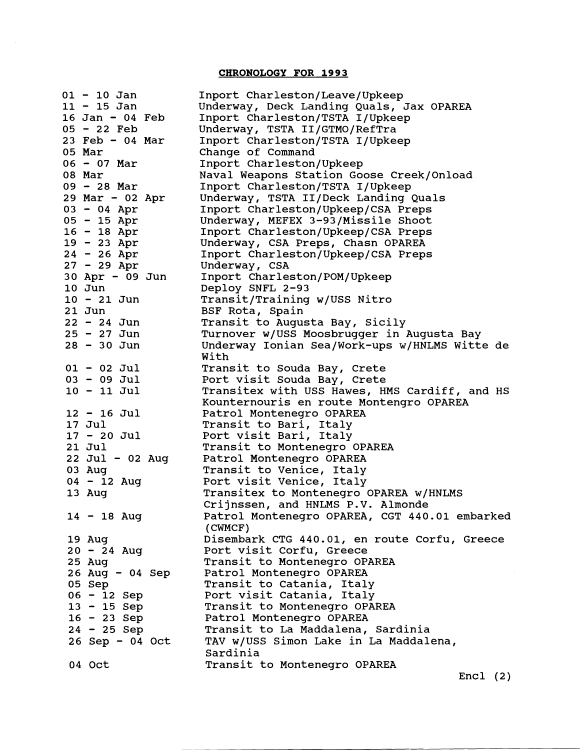## CHRONOLOGY FOR 1993

| | |
|---|---|
| 01 - 10 Jan | Inport Charleston/Leave/Upkeep |
| 11 - 15 Jan | Underway, Deck Landing Quals, Jax OPAREA |
| 16 Jan - 04 Feb | Inport Charleston/TSTA I/Upkeep |
| 05 - 22 Feb | Underway, TSTA II/GTMO/RefTra |
| 23 Feb - 04 Mar | Inport Charleston/TSTA I/Upkeep |
| 05 Mar | Change of Command |
| 06 - 07 Mar | Inport Charleston/Upkeep |
| 08 Mar | Naval Weapons Station Goose Creek/Onload |
| 09 - 28 Mar | Inport Charleston/TSTA I/Upkeep |
| 29 Mar - 02 Apr | Underway, TSTA II/Deck Landing Quals |
| 03 - 04 Apr | Inport Charleston/Upkeep/CSA Preps |
| 05 - 15 Apr | Underway, MEFEX 3-93/Missile Shoot |
| 16 - 18 Apr | Inport Charleston/Upkeep/CSA Preps |
| 19 - 23 Apr | Underway, CSA Preps, Chasn OPAREA |
| 24 - 26 Apr | Inport Charleston/Upkeep/CSA Preps |
| 27 - 29 Apr | Underway, CSA |
| 30 Apr - 09 Jun | Inport Charleston/POM/Upkeep |
| 10 Jun | Deploy SNFL 2-93 |
| 10 - 21 Jun | Transit/Training w/USS Nitro |
| 21 Jun | BSF Rota, Spain |
| 22 - 24 Jun | Transit to Augusta Bay, Sicily |
| 25 - 27 Jun | Turnover w/USS Moosbrugger in Augusta Bay |
| 28 - 30 Jun | Underway Ionian Sea/Work-ups w/HNLMS Witte de With |
| 01 - 02 Jul | Transit to Souda Bay, Crete |
| 03 - 09 Jul | Port visit Souda Bay, Crete |
| 10 - 11 Jul | Transitex with USS Hawes, HMS Cardiff, and HS Kounternouris en route Montengro OPAREA |
| 12 - 16 Jul | Patrol Montenegro OPAREA |
| 17 Jul | Transit to Bari, Italy |
| 17 - 20 Jul | Port visit Bari, Italy |
| 21 Jul | Transit to Montenegro OPAREA |
| 22 Jul - 02 Aug | Patrol Montenegro OPAREA |
| 03 Aug | Transit to Venice, Italy |
| 04 - 12 Aug | Port visit Venice, Italy |
| 13 Aug | Transitex to Montenegro OPAREA w/HNLMS Crijnssen, and HNLMS P.V. Almonde |
| 14 - 18 Aug | Patrol Montenegro OPAREA, CGT 440.01 embarked (CWMCF) |
| 19 Aug | Disembark CTG 440.01, en route Corfu, Greece |
| 20 - 24 Aug | Port visit Corfu, Greece |
| 25 Aug | Transit to Montenegro OPAREA |
| 26 Aug - 04 Sep | Patrol Montenegro OPAREA |
| 05 Sep | Transit to Catania, Italy |
| 06 - 12 Sep | Port visit Catania, Italy |
| 13 - 15 Sep | Transit to Montenegro OPAREA |
| 16 - 23 Sep | Patrol Montenegro OPAREA |
| 24 - 25 Sep | Transit to La Maddalena, Sardinia |
| 26 Sep - 04 Oct | TAV w/USS Simon Lake in La Maddalena, Sardinia |
| 04 Oct | Transit to Montenegro OPAREA |

Encl (2)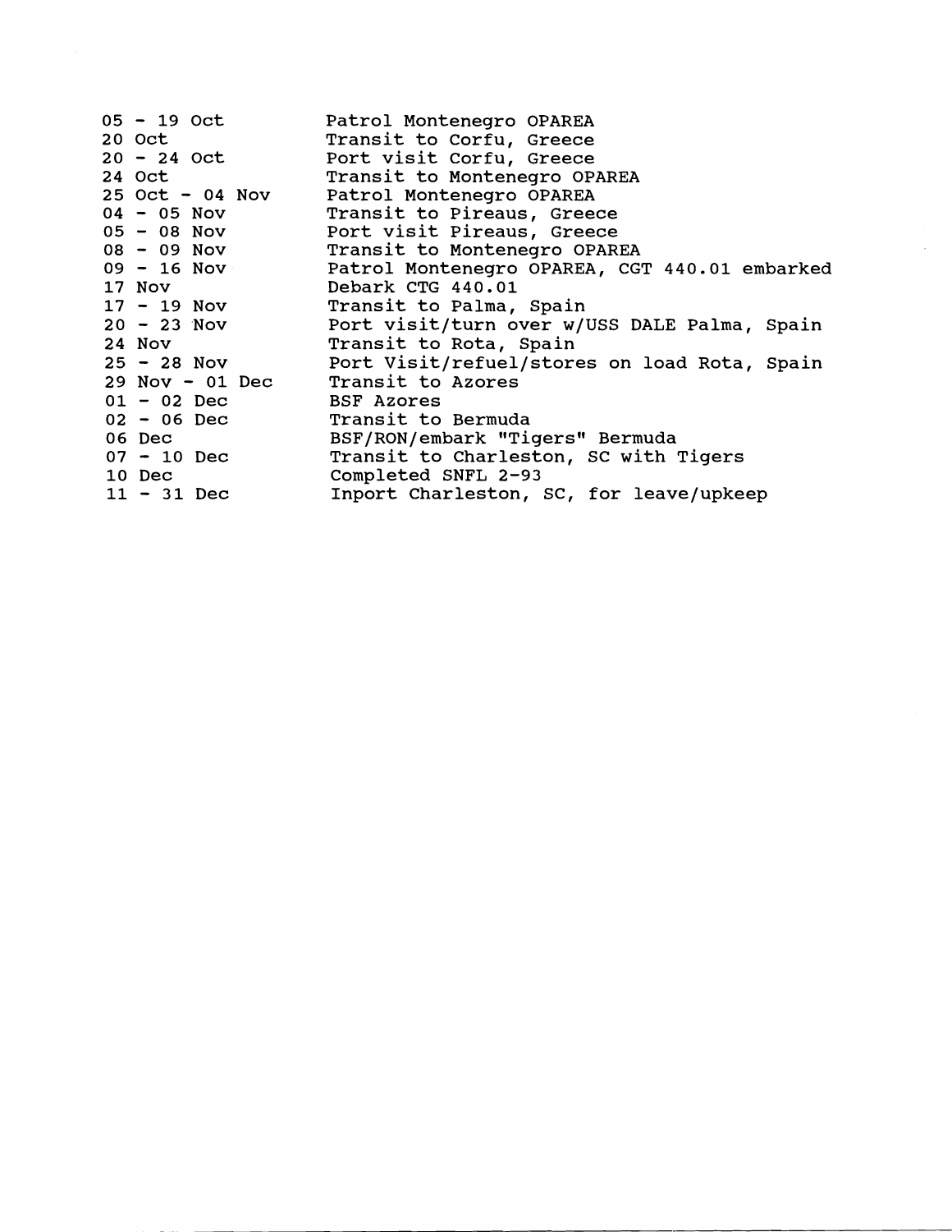| | |
|---|---|
| 05 - 19 Oct | Patrol Montenegro OPAREA |
| 20 Oct | Transit to Corfu, Greece |
| 20 - 24 Oct | Port visit Corfu, Greece |
| 24 Oct | Transit to Montenegro OPAREA |
| 25 Oct - 04 Nov | Patrol Montenegro OPAREA |
| 04 - 05 Nov | Transit to Pireaus, Greece |
| 05 - 08 Nov | Port visit Pireaus, Greece |
| 08 - 09 Nov | Transit to Montenegro OPAREA |
| 09 - 16 Nov | Patrol Montenegro OPAREA, CGT 440.01 embarked |
| 17 Nov | Debark CTG 440.01 |
| 17 - 19 Nov | Transit to Palma, Spain |
| 20 - 23 Nov | Port visit/turn over w/USS DALE Palma, Spain |
| 24 Nov | Transit to Rota, Spain |
| 25 - 28 Nov | Port Visit/refuel/stores on load Rota, Spain |
| 29 Nov - 01 Dec | Transit to Azores |
| 01 - 02 Dec | BSF Azores |
| 02 - 06 Dec | Transit to Bermuda |
| 06 Dec | BSF/RON/embark "Tigers" Bermuda |
| 07 - 10 Dec | Transit to Charleston, SC with Tigers |
| 10 Dec | Completed SNFL 2-93 |
| 11 - 31 Dec | Inport Charleston, SC, for leave/upkeep |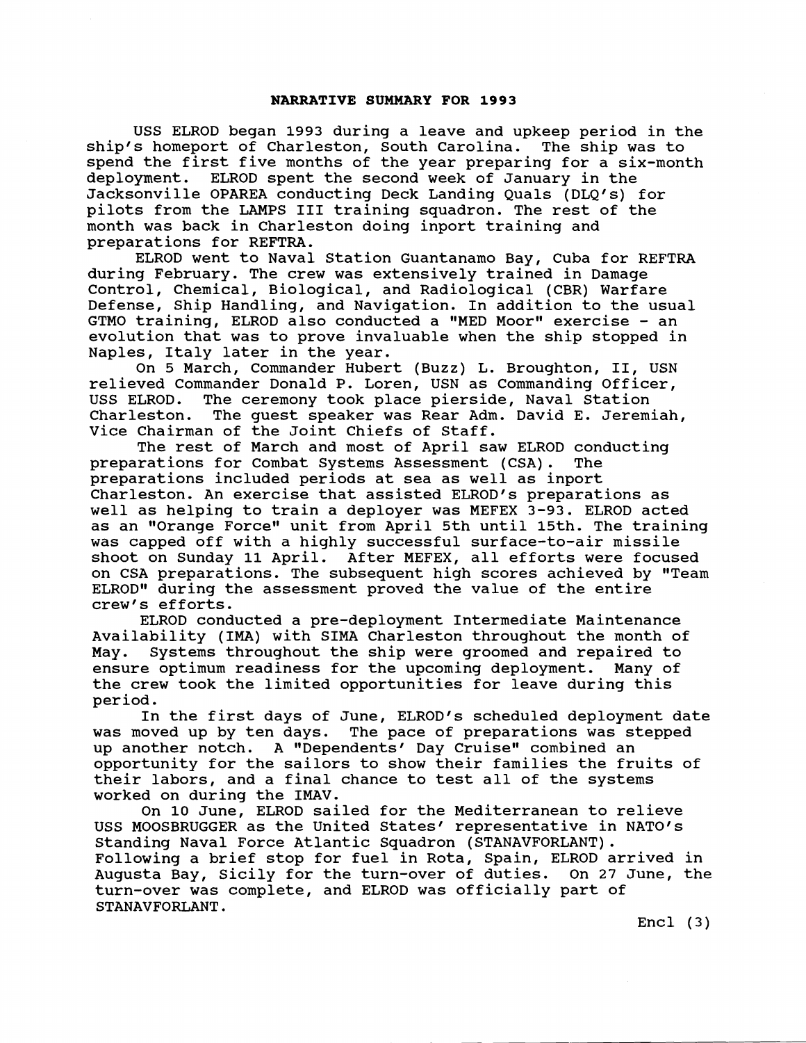## NARRATIVE SUMMARY FOR 1993

USS ELROD began 1993 during a leave and upkeep period in the ship's homeport of Charleston, South Carolina. The ship was to spend the first five months of the year preparing for a six-month deployment. ELROD spent the second week of January in the Jacksonville OPAREA conducting Deck Landing Quals (DLQ's) for pilots from the LAMPS III training squadron. The rest of the month was back in Charleston doing inport training and preparations for REFTRA.

ELROD went to Naval Station Guantanamo Bay, Cuba for REFTRA during February. The crew was extensively trained in Damage Control, Chemical, Biological, and Radiological (CBR) Warfare Defense, Ship Handling, and Navigation. In addition to the usual GTMO training, ELROD also conducted a "MED Moor" exercise - an evolution that was to prove invaluable when the ship stopped in Naples, Italy later in the year.

On 5 March, Commander Hubert (Buzz) L. Broughton, II, USN relieved Commander Donald P. Loren, USN as Commanding Officer, USS ELROD. The ceremony took place pierside, Naval Station Charleston. The guest speaker was Rear Adm. David E. Jeremiah, Vice Chairman of the Joint Chiefs of Staff.

The rest of March and most of April saw ELROD conducting preparations for Combat Systems Assessment (CSA). The preparations included periods at sea as well as inport Charleston. An exercise that assisted ELROD's preparations as well as helping to train a deployer was MEFEX 3-93. ELROD acted as an "Orange Force" unit from April 5th until 15th. The training was capped off with a highly successful surface-to-air missile shoot on Sunday 11 April. After MEFEX, all efforts were focused on CSA preparations. The subsequent high scores achieved by "Team ELROD" during the assessment proved the value of the entire crew's efforts.

ELROD conducted a pre-deployment Intermediate Maintenance Availability (IMA) with SIMA Charleston throughout the month of May. Systems throughout the ship were groomed and repaired to ensure optimum readiness for the upcoming deployment. Many of the crew took the limited opportunities for leave during this period.

In the first days of June, ELROD's scheduled deployment date was moved up by ten days. The pace of preparations was stepped up another notch. A "Dependents' Day Cruise" combined an opportunity for the sailors to show their families the fruits of their labors, and a final chance to test all of the systems worked on during the IMAV.

On 10 June, ELROD sailed for the Mediterranean to relieve USS MOOSBRUGGER as the United States' representative in NATO's Standing Naval Force Atlantic Squadron (STANAVFORLANT). Following a brief stop for fuel in Rota, Spain, ELROD arrived in Augusta Bay, Sicily for the turn-over of duties. On 27 June, the turn-over was complete, and ELROD was officially part of STANAVFORLANT.

Encl (3)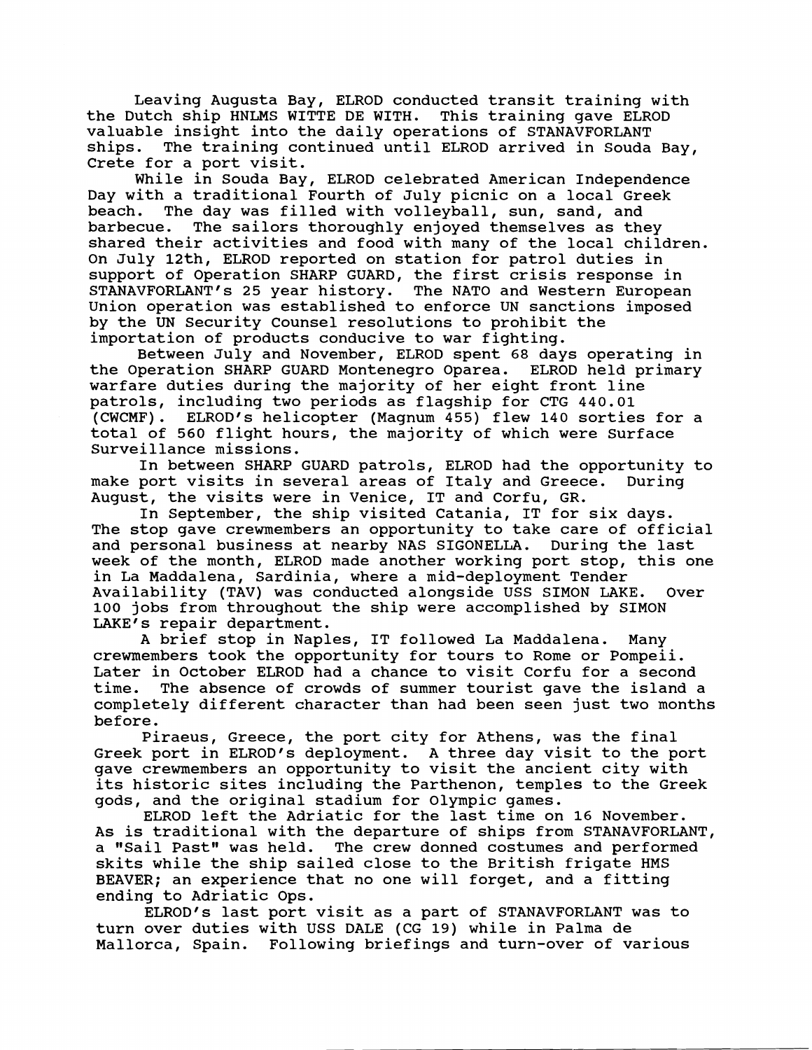Leaving Augusta Bay, ELROD conducted transit training with the Dutch ship HNLMS WITTE DE WITH. This training gave ELROD valuable insight into the daily operations of STANAVFORLANT ships. The training continued until ELROD arrived in Souda Bay, Crete for a port visit.

While in Souda Bay, ELROD celebrated American Independence Day with a traditional Fourth of July picnic on a local Greek beach. The day was filled with volleyball, sun, sand, and barbecue. The sailors thoroughly enjoyed themselves as they shared their activities and food with many of the local children. On July 12th, ELROD reported on station for patrol duties in support of Operation SHARP GUARD, the first crisis response in STANAVFORLANT's 25 year history. The NATO and Western European Union operation was established to enforce UN sanctions imposed by the UN Security Counsel resolutions to prohibit the importation of products conducive to war fighting.

Between July and November, ELROD spent 68 days operating in the Operation SHARP GUARD Montenegro Oparea. ELROD held primary warfare duties during the majority of her eight front line patrols, including two periods as flagship for CTG 440.01 (CWCMF). ELROD's helicopter (Magnum 455) flew 140 sorties for a total of 560 flight hours, the majority of which were Surface Surveillance missions.

In between SHARP GUARD patrols, ELROD had the opportunity to make port visits in several areas of Italy and Greece. During August, the visits were in Venice, IT and Corfu, GR.

In September, the ship visited Catania, IT for six days. The stop gave crewmembers an opportunity to take care of official and personal business at nearby NAS SIGONELLA. During the last week of the month, ELROD made another working port stop, this one in La Maddalena, Sardinia, where a mid-deployment Tender Availability (TAV) was conducted alongside USS SIMON LAKE. Over 100 jobs from throughout the ship were accomplished by SIMON LAKE's repair department.

A brief stop in Naples, IT followed La Maddalena. Many crewmembers took the opportunity for tours to Rome or Pompeii. Later in October ELROD had a chance to visit Corfu for a second time. The absence of crowds of summer tourist gave the island a completely different character than had been seen just two months before.

Piraeus, Greece, the port city for Athens, was the final Greek port in ELROD's deployment. A three day visit to the port gave crewmembers an opportunity to visit the ancient city with its historic sites including the Parthenon, temples to the Greek gods, and the original stadium for Olympic games.

ELROD left the Adriatic for the last time on 16 November. As is traditional with the departure of ships from STANAVFORLANT, a "Sail Past" was held. The crew donned costumes and performed skits while the ship sailed close to the British frigate HMS BEAVER; an experience that no one will forget, and a fitting ending to Adriatic Ops.

ELROD's last port visit as a part of STANAVFORLANT was to turn over duties with USS DALE (CG 19) while in Palma de Mallorca, Spain. Following briefings and turn-over of various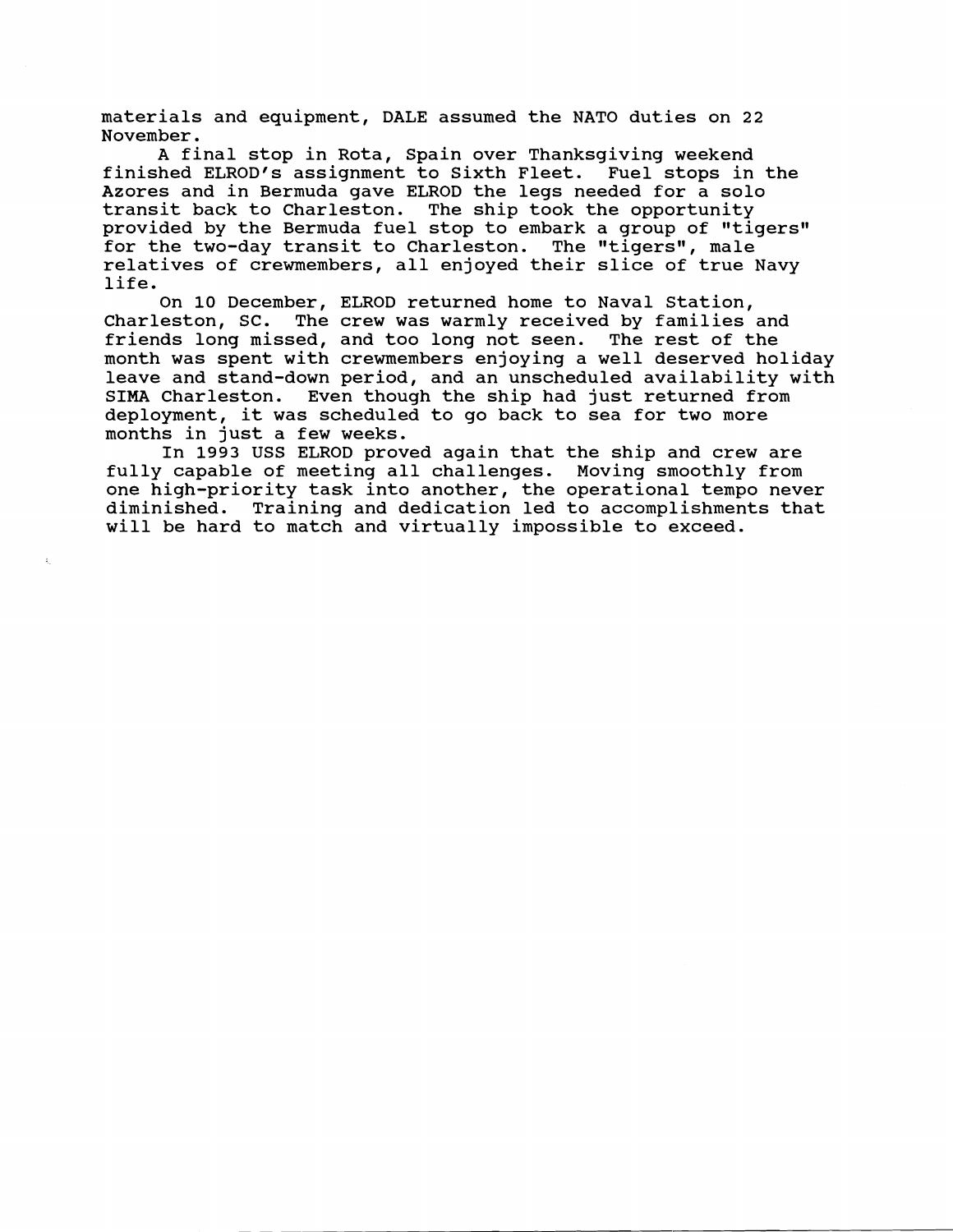materials and equipment, DALE assumed the NATO duties on 22 November.

A final stop in Rota, Spain over Thanksgiving weekend finished ELROD's assignment to Sixth Fleet. Fuel stops in the Azores and in Bermuda gave ELROD the legs needed for a solo transit back to Charleston. The ship took the opportunity provided by the Bermuda fuel stop to embark a group of "tigers" for the two-day transit to Charleston. The "tigers", male relatives of crewmembers, all enjoyed their slice of true Navy life.

On 10 December, ELROD returned home to Naval Station, Charleston, SC. The crew was warmly received by families and friends long missed, and too long not seen. The rest of the month was spent with crewmembers enjoying a well deserved holiday leave and stand-down period, and an unscheduled availability with SIMA Charleston. Even though the ship had just returned from deployment, it was scheduled to go back to sea for two more months in just a few weeks.

In 1993 USS ELROD proved again that the ship and crew are fully capable of meeting all challenges. Moving smoothly from one high-priority task into another, the operational tempo never diminished. Training and dedication led to accomplishments that will be hard to match and virtually impossible to exceed.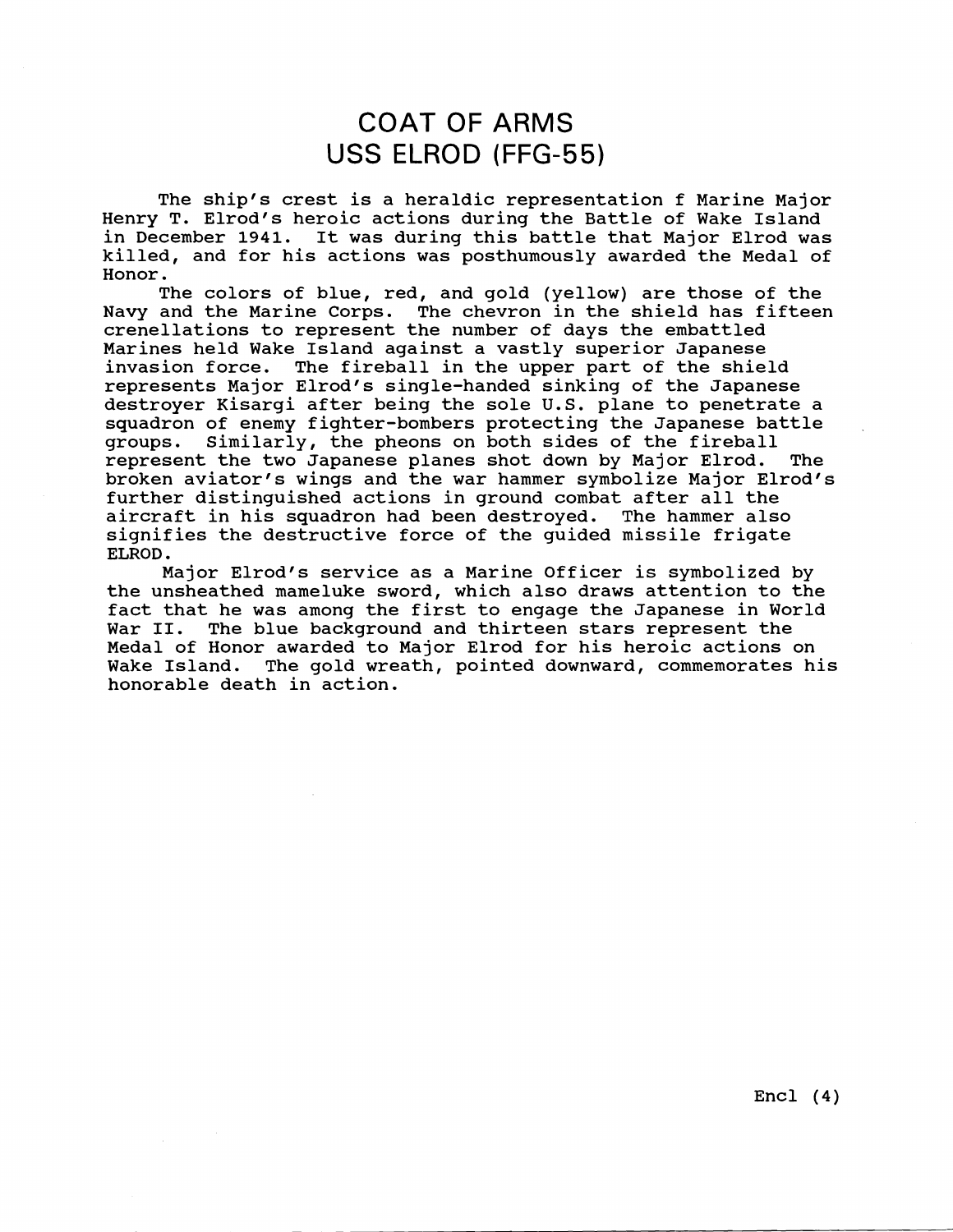# COAT OF ARMS
# USS ELROD (FFG-55)

The ship's crest is a heraldic representation f Marine Major Henry T. Elrod's heroic actions during the Battle of Wake Island in December 1941. It was during this battle that Major Elrod was killed, and for his actions was posthumously awarded the Medal of Honor.

The colors of blue, red, and gold (yellow) are those of the Navy and the Marine Corps. The chevron in the shield has fifteen crenellations to represent the number of days the embattled Marines held Wake Island against a vastly superior Japanese invasion force. The fireball in the upper part of the shield represents Major Elrod's single-handed sinking of the Japanese destroyer Kisargi after being the sole U.S. plane to penetrate a squadron of enemy fighter-bombers protecting the Japanese battle groups. Similarly, the pheons on both sides of the fireball represent the two Japanese planes shot down by Major Elrod. The broken aviator's wings and the war hammer symbolize Major Elrod's further distinguished actions in ground combat after all the aircraft in his squadron had been destroyed. The hammer also signifies the destructive force of the guided missile frigate ELROD.

Major Elrod's service as a Marine Officer is symbolized by the unsheathed mameluke sword, which also draws attention to the fact that he was among the first to engage the Japanese in World War II. The blue background and thirteen stars represent the Medal of Honor awarded to Major Elrod for his heroic actions on Wake Island. The gold wreath, pointed downward, commemorates his honorable death in action.

Encl (4)